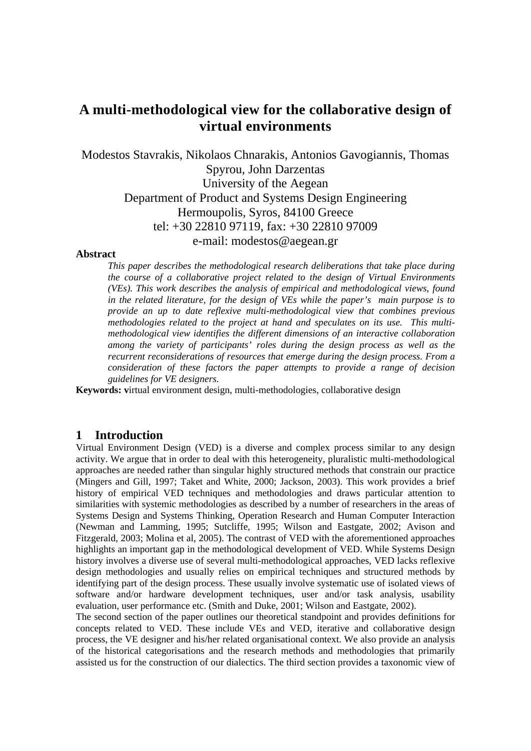# A multi-methodological view for the collaborative design of virtual environments

Modestos Stavrakis, Nikolaos Chnarakis, Antonios Gavogiannis, Thomas Spyrou, John Darzentas
University of the Aegean
Department of Product and Systems Design Engineering
Hermoupolis, Syros, 84100 Greece
tel: +30 22810 97119, fax: +30 22810 97009
e-mail: modestos@aegean.gr

**Abstract**

*This paper describes the methodological research deliberations that take place during the course of a collaborative project related to the design of Virtual Environments (VEs). This work describes the analysis of empirical and methodological views, found in the related literature, for the design of VEs while the paper's main purpose is to provide an up to date reflexive multi-methodological view that combines previous methodologies related to the project at hand and speculates on its use. This multi-methodological view identifies the different dimensions of an interactive collaboration among the variety of participants' roles during the design process as well as the recurrent reconsiderations of resources that emerge during the design process. From a consideration of these factors the paper attempts to provide a range of decision guidelines for VE designers.*

**Keywords:** **v**irtual environment design, multi-methodologies, collaborative design

## 1 Introduction

Virtual Environment Design (VED) is a diverse and complex process similar to any design activity. We argue that in order to deal with this heterogeneity, pluralistic multi-methodological approaches are needed rather than singular highly structured methods that constrain our practice (Mingers and Gill, 1997; Taket and White, 2000; Jackson, 2003). This work provides a brief history of empirical VED techniques and methodologies and draws particular attention to similarities with systemic methodologies as described by a number of researchers in the areas of Systems Design and Systems Thinking, Operation Research and Human Computer Interaction (Newman and Lamming, 1995; Sutcliffe, 1995; Wilson and Eastgate, 2002; Avison and Fitzgerald, 2003; Molina et al, 2005). The contrast of VED with the aforementioned approaches highlights an important gap in the methodological development of VED. While Systems Design history involves a diverse use of several multi-methodological approaches, VED lacks reflexive design methodologies and usually relies on empirical techniques and structured methods by identifying part of the design process. These usually involve systematic use of isolated views of software and/or hardware development techniques, user and/or task analysis, usability evaluation, user performance etc. (Smith and Duke, 2001; Wilson and Eastgate, 2002).

The second section of the paper outlines our theoretical standpoint and provides definitions for concepts related to VED. These include VEs and VED, iterative and collaborative design process, the VE designer and his/her related organisational context. We also provide an analysis of the historical categorisations and the research methods and methodologies that primarily assisted us for the construction of our dialectics. The third section provides a taxonomic view of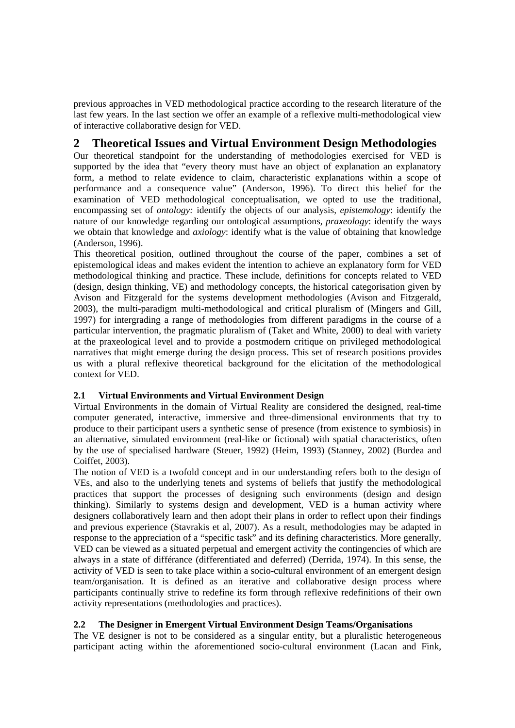previous approaches in VED methodological practice according to the research literature of the last few years. In the last section we offer an example of a reflexive multi-methodological view of interactive collaborative design for VED.

# 2 Theoretical Issues and Virtual Environment Design Methodologies

Our theoretical standpoint for the understanding of methodologies exercised for VED is supported by the idea that "every theory must have an object of explanation an explanatory form, a method to relate evidence to claim, characteristic explanations within a scope of performance and a consequence value" (Anderson, 1996). To direct this belief for the examination of VED methodological conceptualisation, we opted to use the traditional, encompassing set of *ontology:* identify the objects of our analysis, *epistemology*: identify the nature of our knowledge regarding our ontological assumptions, *praxeology*: identify the ways we obtain that knowledge and *axiology*: identify what is the value of obtaining that knowledge (Anderson, 1996).

This theoretical position, outlined throughout the course of the paper, combines a set of epistemological ideas and makes evident the intention to achieve an explanatory form for VED methodological thinking and practice. These include, definitions for concepts related to VED (design, design thinking, VE) and methodology concepts, the historical categorisation given by Avison and Fitzgerald for the systems development methodologies (Avison and Fitzgerald, 2003), the multi-paradigm multi-methodological and critical pluralism of (Mingers and Gill, 1997) for intergrading a range of methodologies from different paradigms in the course of a particular intervention, the pragmatic pluralism of (Taket and White, 2000) to deal with variety at the praxeological level and to provide a postmodern critique on privileged methodological narratives that might emerge during the design process. This set of research positions provides us with a plural reflexive theoretical background for the elicitation of the methodological context for VED.

### 2.1 Virtual Environments and Virtual Environment Design

Virtual Environments in the domain of Virtual Reality are considered the designed, real-time computer generated, interactive, immersive and three-dimensional environments that try to produce to their participant users a synthetic sense of presence (from existence to symbiosis) in an alternative, simulated environment (real-like or fictional) with spatial characteristics, often by the use of specialised hardware (Steuer, 1992) (Heim, 1993) (Stanney, 2002) (Burdea and Coiffet, 2003).

The notion of VED is a twofold concept and in our understanding refers both to the design of VEs, and also to the underlying tenets and systems of beliefs that justify the methodological practices that support the processes of designing such environments (design and design thinking). Similarly to systems design and development, VED is a human activity where designers collaboratively learn and then adopt their plans in order to reflect upon their findings and previous experience (Stavrakis et al, 2007). As a result, methodologies may be adapted in response to the appreciation of a "specific task" and its defining characteristics. More generally, VED can be viewed as a situated perpetual and emergent activity the contingencies of which are always in a state of différance (differentiated and deferred) (Derrida, 1974). In this sense, the activity of VED is seen to take place within a socio-cultural environment of an emergent design team/organisation. It is defined as an iterative and collaborative design process where participants continually strive to redefine its form through reflexive redefinitions of their own activity representations (methodologies and practices).

### 2.2 The Designer in Emergent Virtual Environment Design Teams/Organisations

The VE designer is not to be considered as a singular entity, but a pluralistic heterogeneous participant acting within the aforementioned socio-cultural environment (Lacan and Fink,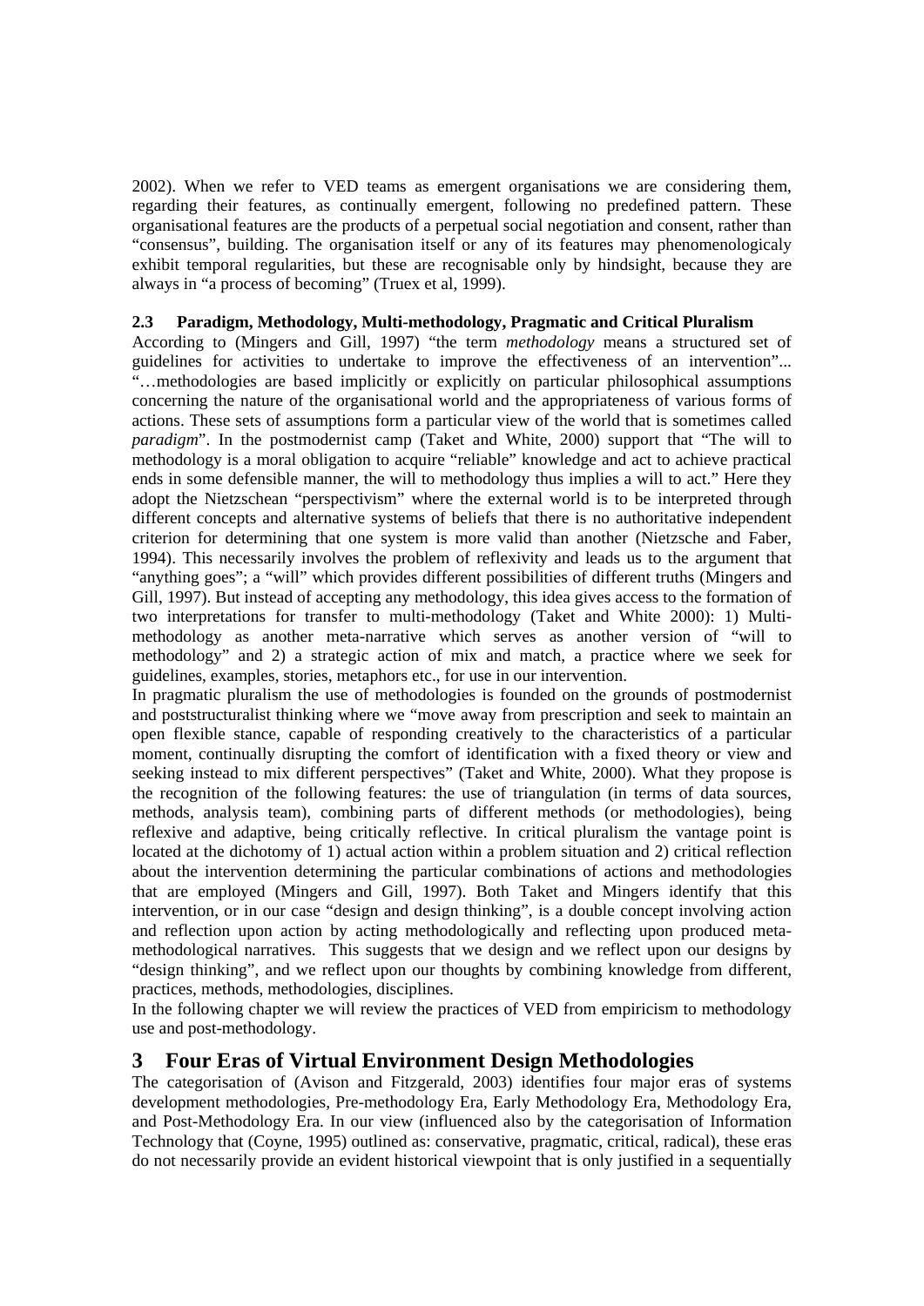2002). When we refer to VED teams as emergent organisations we are considering them, regarding their features, as continually emergent, following no predefined pattern. These organisational features are the products of a perpetual social negotiation and consent, rather than "consensus", building. The organisation itself or any of its features may phenomenologicaly exhibit temporal regularities, but these are recognisable only by hindsight, because they are always in "a process of becoming" (Truex et al, 1999).

### 2.3 Paradigm, Methodology, Multi-methodology, Pragmatic and Critical Pluralism

According to (Mingers and Gill, 1997) "the term *methodology* means a structured set of guidelines for activities to undertake to improve the effectiveness of an intervention"... "…methodologies are based implicitly or explicitly on particular philosophical assumptions concerning the nature of the organisational world and the appropriateness of various forms of actions. These sets of assumptions form a particular view of the world that is sometimes called *paradigm*". In the postmodernist camp (Taket and White, 2000) support that "The will to methodology is a moral obligation to acquire "reliable" knowledge and act to achieve practical ends in some defensible manner, the will to methodology thus implies a will to act." Here they adopt the Nietzschean "perspectivism" where the external world is to be interpreted through different concepts and alternative systems of beliefs that there is no authoritative independent criterion for determining that one system is more valid than another (Nietzsche and Faber, 1994). This necessarily involves the problem of reflexivity and leads us to the argument that "anything goes"; a "will" which provides different possibilities of different truths (Mingers and Gill, 1997). But instead of accepting any methodology, this idea gives access to the formation of two interpretations for transfer to multi-methodology (Taket and White 2000): 1) Multi-methodology as another meta-narrative which serves as another version of "will to methodology" and 2) a strategic action of mix and match, a practice where we seek for guidelines, examples, stories, metaphors etc., for use in our intervention.

In pragmatic pluralism the use of methodologies is founded on the grounds of postmodernist and poststructuralist thinking where we "move away from prescription and seek to maintain an open flexible stance, capable of responding creatively to the characteristics of a particular moment, continually disrupting the comfort of identification with a fixed theory or view and seeking instead to mix different perspectives" (Taket and White, 2000). What they propose is the recognition of the following features: the use of triangulation (in terms of data sources, methods, analysis team), combining parts of different methods (or methodologies), being reflexive and adaptive, being critically reflective. In critical pluralism the vantage point is located at the dichotomy of 1) actual action within a problem situation and 2) critical reflection about the intervention determining the particular combinations of actions and methodologies that are employed (Mingers and Gill, 1997). Both Taket and Mingers identify that this intervention, or in our case "design and design thinking", is a double concept involving action and reflection upon action by acting methodologically and reflecting upon produced meta-methodological narratives. This suggests that we design and we reflect upon our designs by "design thinking", and we reflect upon our thoughts by combining knowledge from different, practices, methods, methodologies, disciplines.

In the following chapter we will review the practices of VED from empiricism to methodology use and post-methodology.

## 3 Four Eras of Virtual Environment Design Methodologies

The categorisation of (Avison and Fitzgerald, 2003) identifies four major eras of systems development methodologies, Pre-methodology Era, Early Methodology Era, Methodology Era, and Post-Methodology Era. In our view (influenced also by the categorisation of Information Technology that (Coyne, 1995) outlined as: conservative, pragmatic, critical, radical), these eras do not necessarily provide an evident historical viewpoint that is only justified in a sequentially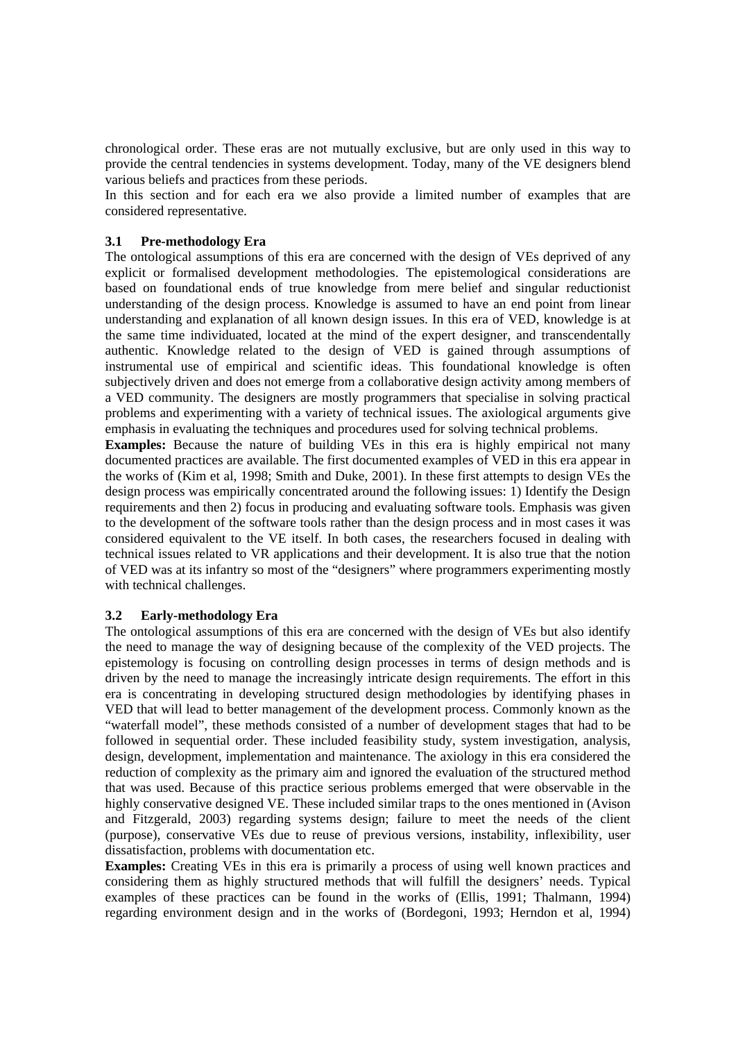chronological order. These eras are not mutually exclusive, but are only used in this way to provide the central tendencies in systems development. Today, many of the VE designers blend various beliefs and practices from these periods.

In this section and for each era we also provide a limited number of examples that are considered representative.

### 3.1 Pre-methodology Era

The ontological assumptions of this era are concerned with the design of VEs deprived of any explicit or formalised development methodologies. The epistemological considerations are based on foundational ends of true knowledge from mere belief and singular reductionist understanding of the design process. Knowledge is assumed to have an end point from linear understanding and explanation of all known design issues. In this era of VED, knowledge is at the same time individuated, located at the mind of the expert designer, and transcendentally authentic. Knowledge related to the design of VED is gained through assumptions of instrumental use of empirical and scientific ideas. This foundational knowledge is often subjectively driven and does not emerge from a collaborative design activity among members of a VED community. The designers are mostly programmers that specialise in solving practical problems and experimenting with a variety of technical issues. The axiological arguments give emphasis in evaluating the techniques and procedures used for solving technical problems.

**Examples:** Because the nature of building VEs in this era is highly empirical not many documented practices are available. The first documented examples of VED in this era appear in the works of (Kim et al, 1998; Smith and Duke, 2001). In these first attempts to design VEs the design process was empirically concentrated around the following issues: 1) Identify the Design requirements and then 2) focus in producing and evaluating software tools. Emphasis was given to the development of the software tools rather than the design process and in most cases it was considered equivalent to the VE itself. In both cases, the researchers focused in dealing with technical issues related to VR applications and their development. It is also true that the notion of VED was at its infantry so most of the "designers" where programmers experimenting mostly with technical challenges.

### 3.2 Early-methodology Era

The ontological assumptions of this era are concerned with the design of VEs but also identify the need to manage the way of designing because of the complexity of the VED projects. The epistemology is focusing on controlling design processes in terms of design methods and is driven by the need to manage the increasingly intricate design requirements. The effort in this era is concentrating in developing structured design methodologies by identifying phases in VED that will lead to better management of the development process. Commonly known as the "waterfall model", these methods consisted of a number of development stages that had to be followed in sequential order. These included feasibility study, system investigation, analysis, design, development, implementation and maintenance. The axiology in this era considered the reduction of complexity as the primary aim and ignored the evaluation of the structured method that was used. Because of this practice serious problems emerged that were observable in the highly conservative designed VE. These included similar traps to the ones mentioned in (Avison and Fitzgerald, 2003) regarding systems design; failure to meet the needs of the client (purpose), conservative VEs due to reuse of previous versions, instability, inflexibility, user dissatisfaction, problems with documentation etc.

**Examples:** Creating VEs in this era is primarily a process of using well known practices and considering them as highly structured methods that will fulfill the designers' needs. Typical examples of these practices can be found in the works of (Ellis, 1991; Thalmann, 1994) regarding environment design and in the works of (Bordegoni, 1993; Herndon et al, 1994)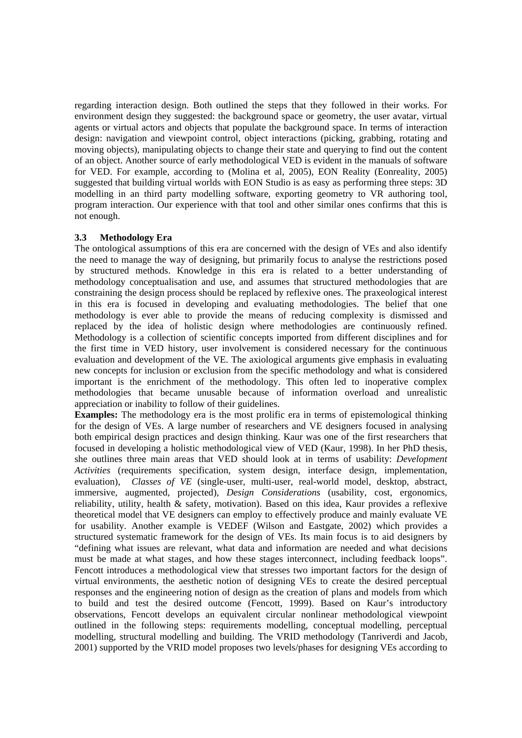regarding interaction design. Both outlined the steps that they followed in their works. For environment design they suggested: the background space or geometry, the user avatar, virtual agents or virtual actors and objects that populate the background space. In terms of interaction design: navigation and viewpoint control, object interactions (picking, grabbing, rotating and moving objects), manipulating objects to change their state and querying to find out the content of an object. Another source of early methodological VED is evident in the manuals of software for VED. For example, according to (Molina et al, 2005), EON Reality (Eonreality, 2005) suggested that building virtual worlds with EON Studio is as easy as performing three steps: 3D modelling in an third party modelling software, exporting geometry to VR authoring tool, program interaction. Our experience with that tool and other similar ones confirms that this is not enough.

### 3.3 Methodology Era

The ontological assumptions of this era are concerned with the design of VEs and also identify the need to manage the way of designing, but primarily focus to analyse the restrictions posed by structured methods. Knowledge in this era is related to a better understanding of methodology conceptualisation and use, and assumes that structured methodologies that are constraining the design process should be replaced by reflexive ones. The praxeological interest in this era is focused in developing and evaluating methodologies. The belief that one methodology is ever able to provide the means of reducing complexity is dismissed and replaced by the idea of holistic design where methodologies are continuously refined. Methodology is a collection of scientific concepts imported from different disciplines and for the first time in VED history, user involvement is considered necessary for the continuous evaluation and development of the VE. The axiological arguments give emphasis in evaluating new concepts for inclusion or exclusion from the specific methodology and what is considered important is the enrichment of the methodology. This often led to inoperative complex methodologies that became unusable because of information overload and unrealistic appreciation or inability to follow of their guidelines.

**Examples:** The methodology era is the most prolific era in terms of epistemological thinking for the design of VEs. A large number of researchers and VE designers focused in analysing both empirical design practices and design thinking. Kaur was one of the first researchers that focused in developing a holistic methodological view of VED (Kaur, 1998). In her PhD thesis, she outlines three main areas that VED should look at in terms of usability: *Development Activities* (requirements specification, system design, interface design, implementation, evaluation), *Classes of VE* (single-user, multi-user, real-world model, desktop, abstract, immersive, augmented, projected), *Design Considerations* (usability, cost, ergonomics, reliability, utility, health & safety, motivation). Based on this idea, Kaur provides a reflexive theoretical model that VE designers can employ to effectively produce and mainly evaluate VE for usability. Another example is VEDEF (Wilson and Eastgate, 2002) which provides a structured systematic framework for the design of VEs. Its main focus is to aid designers by "defining what issues are relevant, what data and information are needed and what decisions must be made at what stages, and how these stages interconnect, including feedback loops". Fencott introduces a methodological view that stresses two important factors for the design of virtual environments, the aesthetic notion of designing VEs to create the desired perceptual responses and the engineering notion of design as the creation of plans and models from which to build and test the desired outcome (Fencott, 1999). Based on Kaur's introductory observations, Fencott develops an equivalent circular nonlinear methodological viewpoint outlined in the following steps: requirements modelling, conceptual modelling, perceptual modelling, structural modelling and building. The VRID methodology (Tanriverdi and Jacob, 2001) supported by the VRID model proposes two levels/phases for designing VEs according to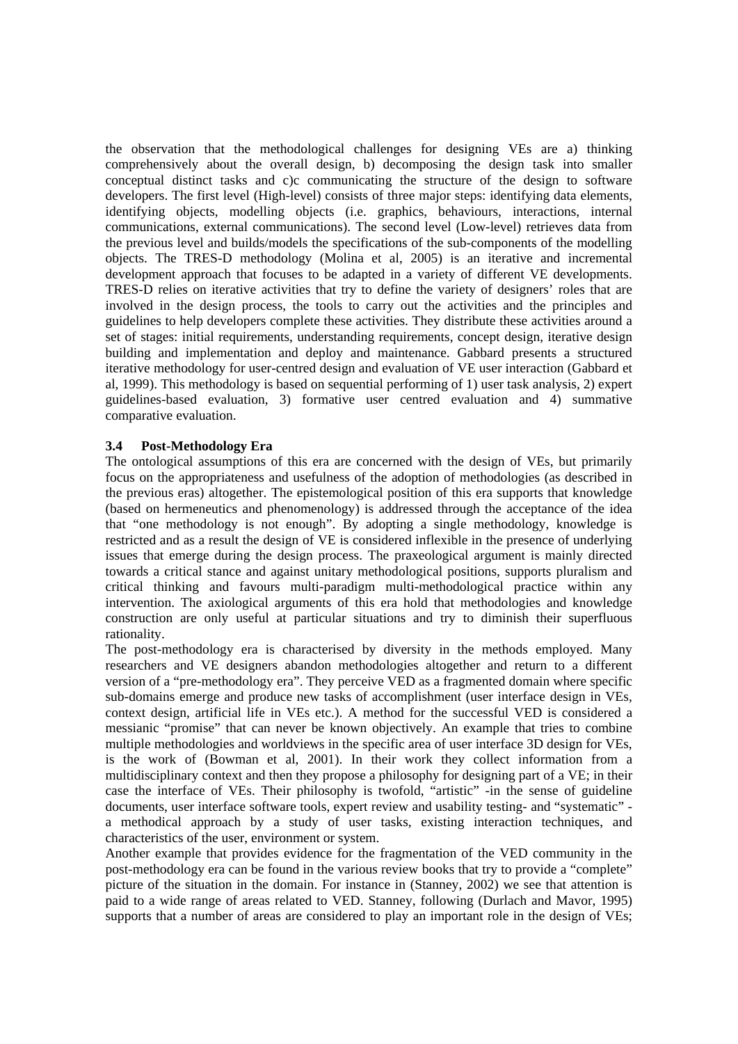the observation that the methodological challenges for designing VEs are a) thinking comprehensively about the overall design, b) decomposing the design task into smaller conceptual distinct tasks and c)c communicating the structure of the design to software developers. The first level (High-level) consists of three major steps: identifying data elements, identifying objects, modelling objects (i.e. graphics, behaviours, interactions, internal communications, external communications). The second level (Low-level) retrieves data from the previous level and builds/models the specifications of the sub-components of the modelling objects. The TRES-D methodology (Molina et al, 2005) is an iterative and incremental development approach that focuses to be adapted in a variety of different VE developments. TRES-D relies on iterative activities that try to define the variety of designers' roles that are involved in the design process, the tools to carry out the activities and the principles and guidelines to help developers complete these activities. They distribute these activities around a set of stages: initial requirements, understanding requirements, concept design, iterative design building and implementation and deploy and maintenance. Gabbard presents a structured iterative methodology for user-centred design and evaluation of VE user interaction (Gabbard et al, 1999). This methodology is based on sequential performing of 1) user task analysis, 2) expert guidelines-based evaluation, 3) formative user centred evaluation and 4) summative comparative evaluation.

### 3.4 Post-Methodology Era

The ontological assumptions of this era are concerned with the design of VEs, but primarily focus on the appropriateness and usefulness of the adoption of methodologies (as described in the previous eras) altogether. The epistemological position of this era supports that knowledge (based on hermeneutics and phenomenology) is addressed through the acceptance of the idea that "one methodology is not enough". By adopting a single methodology, knowledge is restricted and as a result the design of VE is considered inflexible in the presence of underlying issues that emerge during the design process. The praxeological argument is mainly directed towards a critical stance and against unitary methodological positions, supports pluralism and critical thinking and favours multi-paradigm multi-methodological practice within any intervention. The axiological arguments of this era hold that methodologies and knowledge construction are only useful at particular situations and try to diminish their superfluous rationality.

The post-methodology era is characterised by diversity in the methods employed. Many researchers and VE designers abandon methodologies altogether and return to a different version of a "pre-methodology era". They perceive VED as a fragmented domain where specific sub-domains emerge and produce new tasks of accomplishment (user interface design in VEs, context design, artificial life in VEs etc.). A method for the successful VED is considered a messianic "promise" that can never be known objectively. An example that tries to combine multiple methodologies and worldviews in the specific area of user interface 3D design for VEs, is the work of (Bowman et al, 2001). In their work they collect information from a multidisciplinary context and then they propose a philosophy for designing part of a VE; in their case the interface of VEs. Their philosophy is twofold, "artistic" -in the sense of guideline documents, user interface software tools, expert review and usability testing- and "systematic" - a methodical approach by a study of user tasks, existing interaction techniques, and characteristics of the user, environment or system.

Another example that provides evidence for the fragmentation of the VED community in the post-methodology era can be found in the various review books that try to provide a "complete" picture of the situation in the domain. For instance in (Stanney, 2002) we see that attention is paid to a wide range of areas related to VED. Stanney, following (Durlach and Mavor, 1995) supports that a number of areas are considered to play an important role in the design of VEs;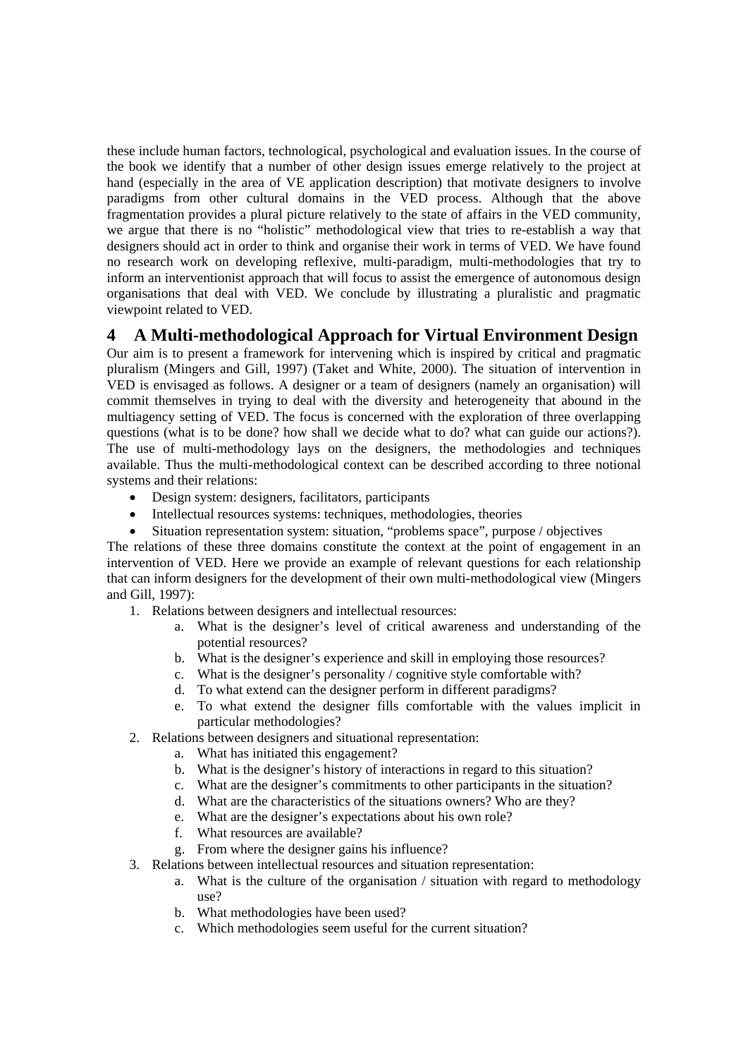these include human factors, technological, psychological and evaluation issues. In the course of the book we identify that a number of other design issues emerge relatively to the project at hand (especially in the area of VE application description) that motivate designers to involve paradigms from other cultural domains in the VED process. Although that the above fragmentation provides a plural picture relatively to the state of affairs in the VED community, we argue that there is no "holistic" methodological view that tries to re-establish a way that designers should act in order to think and organise their work in terms of VED. We have found no research work on developing reflexive, multi-paradigm, multi-methodologies that try to inform an interventionist approach that will focus to assist the emergence of autonomous design organisations that deal with VED. We conclude by illustrating a pluralistic and pragmatic viewpoint related to VED.

# 4 A Multi-methodological Approach for Virtual Environment Design

Our aim is to present a framework for intervening which is inspired by critical and pragmatic pluralism (Mingers and Gill, 1997) (Taket and White, 2000). The situation of intervention in VED is envisaged as follows. A designer or a team of designers (namely an organisation) will commit themselves in trying to deal with the diversity and heterogeneity that abound in the multiagency setting of VED. The focus is concerned with the exploration of three overlapping questions (what is to be done? how shall we decide what to do? what can guide our actions?). The use of multi-methodology lays on the designers, the methodologies and techniques available. Thus the multi-methodological context can be described according to three notional systems and their relations:

- Design system: designers, facilitators, participants
- Intellectual resources systems: techniques, methodologies, theories
- Situation representation system: situation, "problems space", purpose / objectives

The relations of these three domains constitute the context at the point of engagement in an intervention of VED. Here we provide an example of relevant questions for each relationship that can inform designers for the development of their own multi-methodological view (Mingers and Gill, 1997):

1. Relations between designers and intellectual resources:
   a. What is the designer's level of critical awareness and understanding of the potential resources?
   b. What is the designer's experience and skill in employing those resources?
   c. What is the designer's personality / cognitive style comfortable with?
   d. To what extend can the designer perform in different paradigms?
   e. To what extend the designer fills comfortable with the values implicit in particular methodologies?
2. Relations between designers and situational representation:
   a. What has initiated this engagement?
   b. What is the designer's history of interactions in regard to this situation?
   c. What are the designer's commitments to other participants in the situation?
   d. What are the characteristics of the situations owners? Who are they?
   e. What are the designer's expectations about his own role?
   f. What resources are available?
   g. From where the designer gains his influence?
3. Relations between intellectual resources and situation representation:
   a. What is the culture of the organisation / situation with regard to methodology use?
   b. What methodologies have been used?
   c. Which methodologies seem useful for the current situation?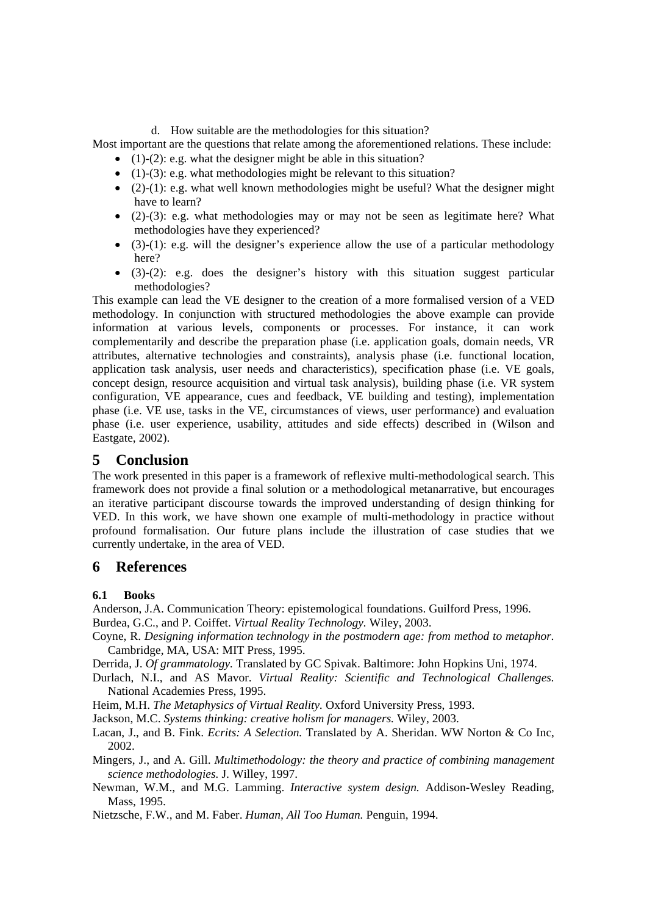d. How suitable are the methodologies for this situation?

Most important are the questions that relate among the aforementioned relations. These include:

- (1)-(2): e.g. what the designer might be able in this situation?
- (1)-(3): e.g. what methodologies might be relevant to this situation?
- (2)-(1): e.g. what well known methodologies might be useful? What the designer might have to learn?
- (2)-(3): e.g. what methodologies may or may not be seen as legitimate here? What methodologies have they experienced?
- (3)-(1): e.g. will the designer's experience allow the use of a particular methodology here?
- (3)-(2): e.g. does the designer's history with this situation suggest particular methodologies?

This example can lead the VE designer to the creation of a more formalised version of a VED methodology. In conjunction with structured methodologies the above example can provide information at various levels, components or processes. For instance, it can work complementarily and describe the preparation phase (i.e. application goals, domain needs, VR attributes, alternative technologies and constraints), analysis phase (i.e. functional location, application task analysis, user needs and characteristics), specification phase (i.e. VE goals, concept design, resource acquisition and virtual task analysis), building phase (i.e. VR system configuration, VE appearance, cues and feedback, VE building and testing), implementation phase (i.e. VE use, tasks in the VE, circumstances of views, user performance) and evaluation phase (i.e. user experience, usability, attitudes and side effects) described in (Wilson and Eastgate, 2002).

# 5 Conclusion

The work presented in this paper is a framework of reflexive multi-methodological search. This framework does not provide a final solution or a methodological metanarrative, but encourages an iterative participant discourse towards the improved understanding of design thinking for VED. In this work, we have shown one example of multi-methodology in practice without profound formalisation. Our future plans include the illustration of case studies that we currently undertake, in the area of VED.

# 6 References

## 6.1 Books

Anderson, J.A. Communication Theory: epistemological foundations. Guilford Press, 1996.

Burdea, G.C., and P. Coiffet. *Virtual Reality Technology.* Wiley, 2003.

Coyne, R. *Designing information technology in the postmodern age: from method to metaphor.* Cambridge, MA, USA: MIT Press, 1995.

Derrida, J. *Of grammatology.* Translated by GC Spivak. Baltimore: John Hopkins Uni, 1974.

Durlach, N.I., and AS Mavor. *Virtual Reality: Scientific and Technological Challenges.* National Academies Press, 1995.

Heim, M.H. *The Metaphysics of Virtual Reality.* Oxford University Press, 1993.

Jackson, M.C. *Systems thinking: creative holism for managers.* Wiley, 2003.

Lacan, J., and B. Fink. *Ecrits: A Selection.* Translated by A. Sheridan. WW Norton & Co Inc, 2002.

Mingers, J., and A. Gill. *Multimethodology: the theory and practice of combining management science methodologies.* J. Willey, 1997.

Newman, W.M., and M.G. Lamming. *Interactive system design.* Addison-Wesley Reading, Mass, 1995.

Nietzsche, F.W., and M. Faber. *Human, All Too Human.* Penguin, 1994.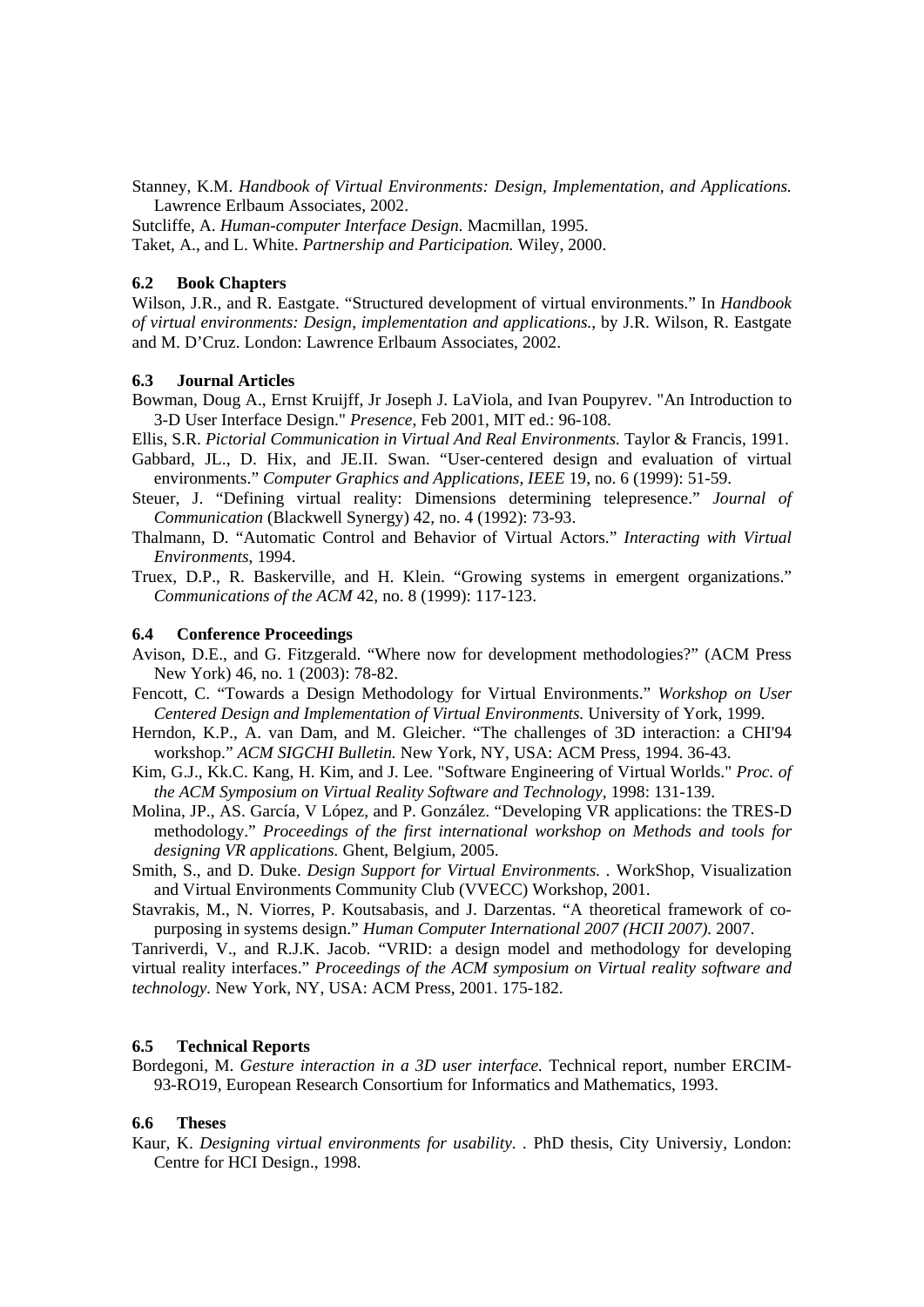Stanney, K.M. *Handbook of Virtual Environments: Design, Implementation, and Applications.* Lawrence Erlbaum Associates, 2002.

Sutcliffe, A. *Human-computer Interface Design.* Macmillan, 1995.

Taket, A., and L. White. *Partnership and Participation.* Wiley, 2000.

### 6.2 Book Chapters

Wilson, J.R., and R. Eastgate. "Structured development of virtual environments." In *Handbook of virtual environments: Design, implementation and applications.*, by J.R. Wilson, R. Eastgate and M. D'Cruz. London: Lawrence Erlbaum Associates, 2002.

### 6.3 Journal Articles

Bowman, Doug A., Ernst Kruijff, Jr Joseph J. LaViola, and Ivan Poupyrev. "An Introduction to 3-D User Interface Design." *Presence*, Feb 2001, MIT ed.: 96-108.

Ellis, S.R. *Pictorial Communication in Virtual And Real Environments.* Taylor & Francis, 1991.

Gabbard, JL., D. Hix, and JE.II. Swan. "User-centered design and evaluation of virtual environments." *Computer Graphics and Applications, IEEE* 19, no. 6 (1999): 51-59.

Steuer, J. "Defining virtual reality: Dimensions determining telepresence." *Journal of Communication* (Blackwell Synergy) 42, no. 4 (1992): 73-93.

Thalmann, D. "Automatic Control and Behavior of Virtual Actors." *Interacting with Virtual Environments*, 1994.

Truex, D.P., R. Baskerville, and H. Klein. "Growing systems in emergent organizations." *Communications of the ACM* 42, no. 8 (1999): 117-123.

### 6.4 Conference Proceedings

Avison, D.E., and G. Fitzgerald. "Where now for development methodologies?" (ACM Press New York) 46, no. 1 (2003): 78-82.

Fencott, C. "Towards a Design Methodology for Virtual Environments." *Workshop on User Centered Design and Implementation of Virtual Environments.* University of York, 1999.

Herndon, K.P., A. van Dam, and M. Gleicher. "The challenges of 3D interaction: a CHI'94 workshop." *ACM SIGCHI Bulletin.* New York, NY, USA: ACM Press, 1994. 36-43.

Kim, G.J., Kk.C. Kang, H. Kim, and J. Lee. "Software Engineering of Virtual Worlds." *Proc. of the ACM Symposium on Virtual Reality Software and Technology*, 1998: 131-139.

Molina, JP., AS. García, V López, and P. González. "Developing VR applications: the TRES-D methodology." *Proceedings of the first international workshop on Methods and tools for designing VR applications.* Ghent, Belgium, 2005.

Smith, S., and D. Duke. *Design Support for Virtual Environments.* . WorkShop, Visualization and Virtual Environments Community Club (VVECC) Workshop, 2001.

Stavrakis, M., N. Viorres, P. Koutsabasis, and J. Darzentas. "A theoretical framework of co-purposing in systems design." *Human Computer International 2007 (HCII 2007).* 2007.

Tanriverdi, V., and R.J.K. Jacob. "VRID: a design model and methodology for developing virtual reality interfaces." *Proceedings of the ACM symposium on Virtual reality software and technology.* New York, NY, USA: ACM Press, 2001. 175-182.

### 6.5 Technical Reports

Bordegoni, M. *Gesture interaction in a 3D user interface.* Technical report, number ERCIM-93-RO19, European Research Consortium for Informatics and Mathematics, 1993.

### 6.6 Theses

Kaur, K. *Designing virtual environments for usability.* . PhD thesis, City Universiy, London: Centre for HCI Design., 1998.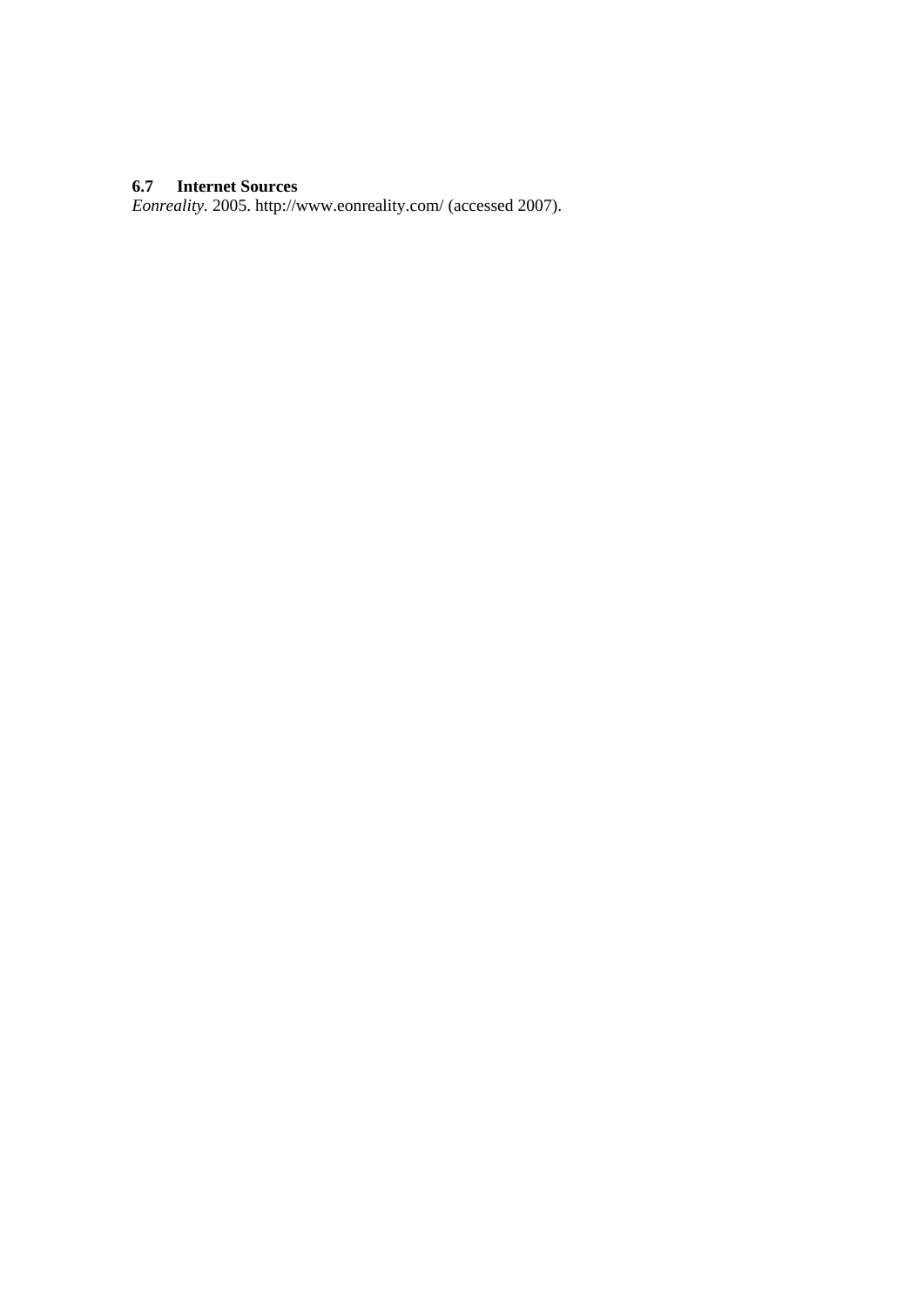### 6.7 Internet Sources

*Eonreality.* 2005. http://www.eonreality.com/ (accessed 2007).